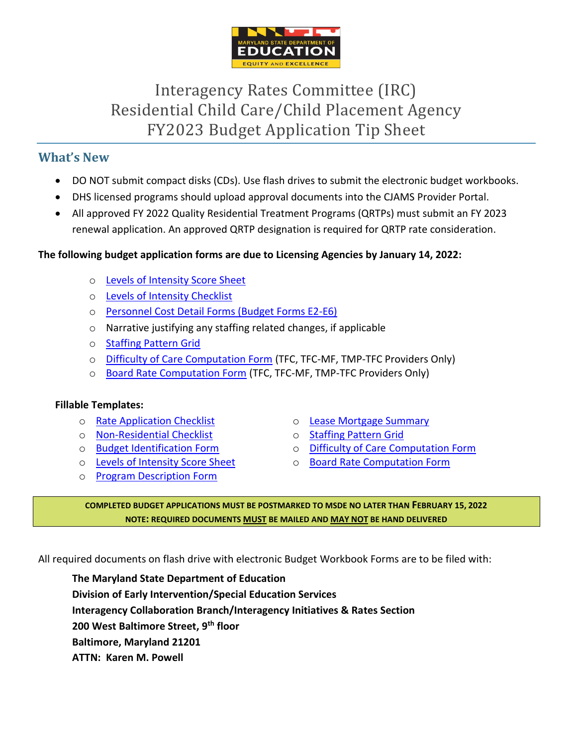# Interagency Rates Committee (IRC)
# Residential Child Care/Child Placement Agency
# FY2023 Budget Application Tip Sheet

## What's New

- DO NOT submit compact disks (CDs). Use flash drives to submit the electronic budget workbooks.
- DHS licensed programs should upload approval documents into the CJAMS Provider Portal.
- All approved FY 2022 Quality Residential Treatment Programs (QRTPs) must submit an FY 2023 renewal application. An approved QRTP designation is required for QRTP rate consideration.

**The following budget application forms are due to Licensing Agencies by January 14, 2022:**

- Levels of Intensity Score Sheet
- Levels of Intensity Checklist
- Personnel Cost Detail Forms (Budget Forms E2-E6)
- Narrative justifying any staffing related changes, if applicable
- Staffing Pattern Grid
- Difficulty of Care Computation Form (TFC, TFC-MF, TMP-TFC Providers Only)
- Board Rate Computation Form (TFC, TFC-MF, TMP-TFC Providers Only)

**Fillable Templates:**

- Rate Application Checklist
- Non-Residential Checklist
- Budget Identification Form
- Levels of Intensity Score Sheet
- Program Description Form
- Lease Mortgage Summary
- Staffing Pattern Grid
- Difficulty of Care Computation Form
- Board Rate Computation Form

**COMPLETED BUDGET APPLICATIONS MUST BE POSTMARKED TO MSDE NO LATER THAN FEBRUARY 15, 2022**
**NOTE: REQUIRED DOCUMENTS MUST BE MAILED AND MAY NOT BE HAND DELIVERED**

All required documents on flash drive with electronic Budget Workbook Forms are to be filed with:

**The Maryland State Department of Education**
**Division of Early Intervention/Special Education Services**
**Interagency Collaboration Branch/Interagency Initiatives & Rates Section**
**200 West Baltimore Street, 9th floor**
**Baltimore, Maryland 21201**
**ATTN: Karen M. Powell**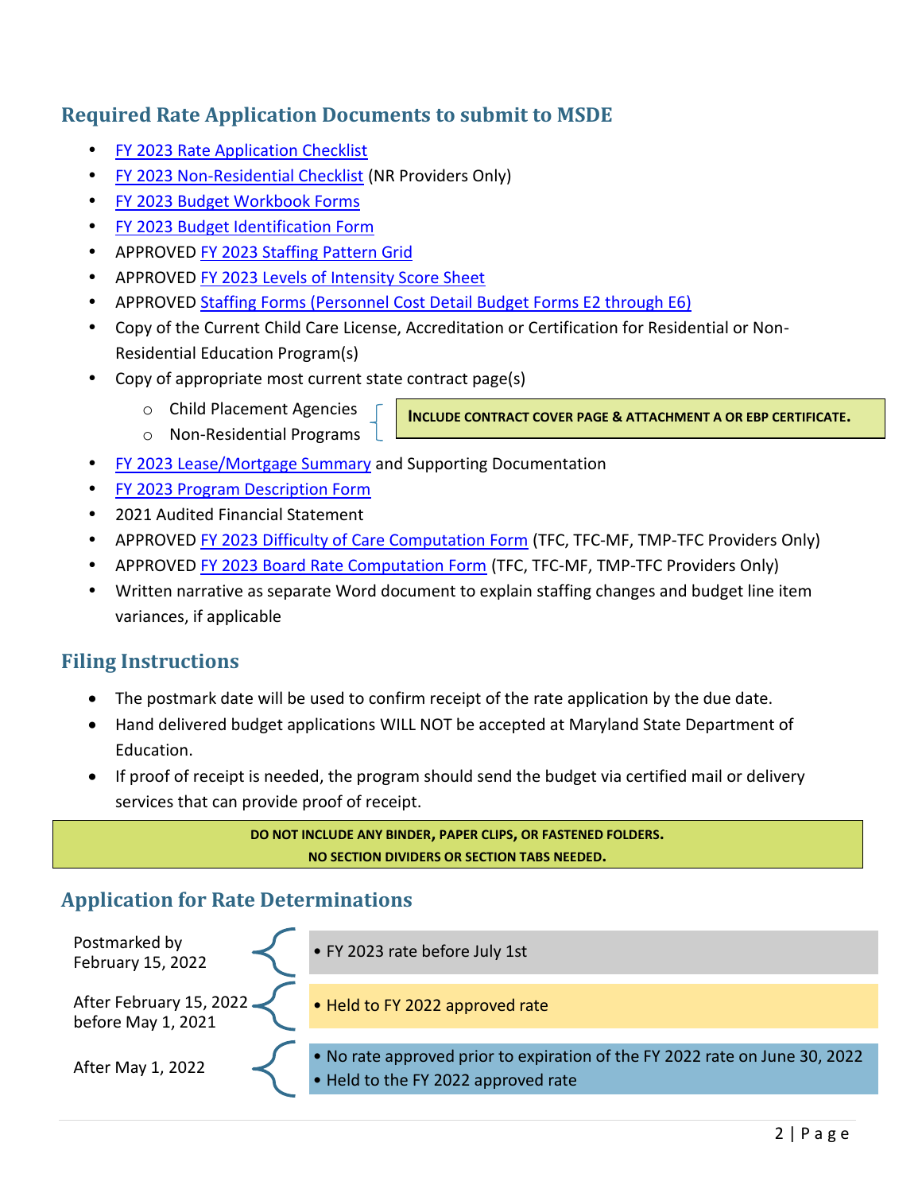## Required Rate Application Documents to submit to MSDE

- FY 2023 Rate Application Checklist
- FY 2023 Non-Residential Checklist (NR Providers Only)
- FY 2023 Budget Workbook Forms
- FY 2023 Budget Identification Form
- APPROVED FY 2023 Staffing Pattern Grid
- APPROVED FY 2023 Levels of Intensity Score Sheet
- APPROVED Staffing Forms (Personnel Cost Detail Budget Forms E2 through E6)
- Copy of the Current Child Care License, Accreditation or Certification for Residential or Non-Residential Education Program(s)
- Copy of appropriate most current state contract page(s)
  - Child Placement Agencies
  - Non-Residential Programs

  **INCLUDE CONTRACT COVER PAGE & ATTACHMENT A OR EBP CERTIFICATE.**
- FY 2023 Lease/Mortgage Summary and Supporting Documentation
- FY 2023 Program Description Form
- 2021 Audited Financial Statement
- APPROVED FY 2023 Difficulty of Care Computation Form (TFC, TFC-MF, TMP-TFC Providers Only)
- APPROVED FY 2023 Board Rate Computation Form (TFC, TFC-MF, TMP-TFC Providers Only)
- Written narrative as separate Word document to explain staffing changes and budget line item variances, if applicable

## Filing Instructions

- The postmark date will be used to confirm receipt of the rate application by the due date.
- Hand delivered budget applications WILL NOT be accepted at Maryland State Department of Education.
- If proof of receipt is needed, the program should send the budget via certified mail or delivery services that can provide proof of receipt.

**DO NOT INCLUDE ANY BINDER, PAPER CLIPS, OR FASTENED FOLDERS.**
**NO SECTION DIVIDERS OR SECTION TABS NEEDED.**

## Application for Rate Determinations

| | |
|---|---|
| Postmarked by February 15, 2022 | • FY 2023 rate before July 1st |
| After February 15, 2022 before May 1, 2021 | • Held to FY 2022 approved rate |
| After May 1, 2022 | • No rate approved prior to expiration of the FY 2022 rate on June 30, 2022<br>• Held to the FY 2022 approved rate |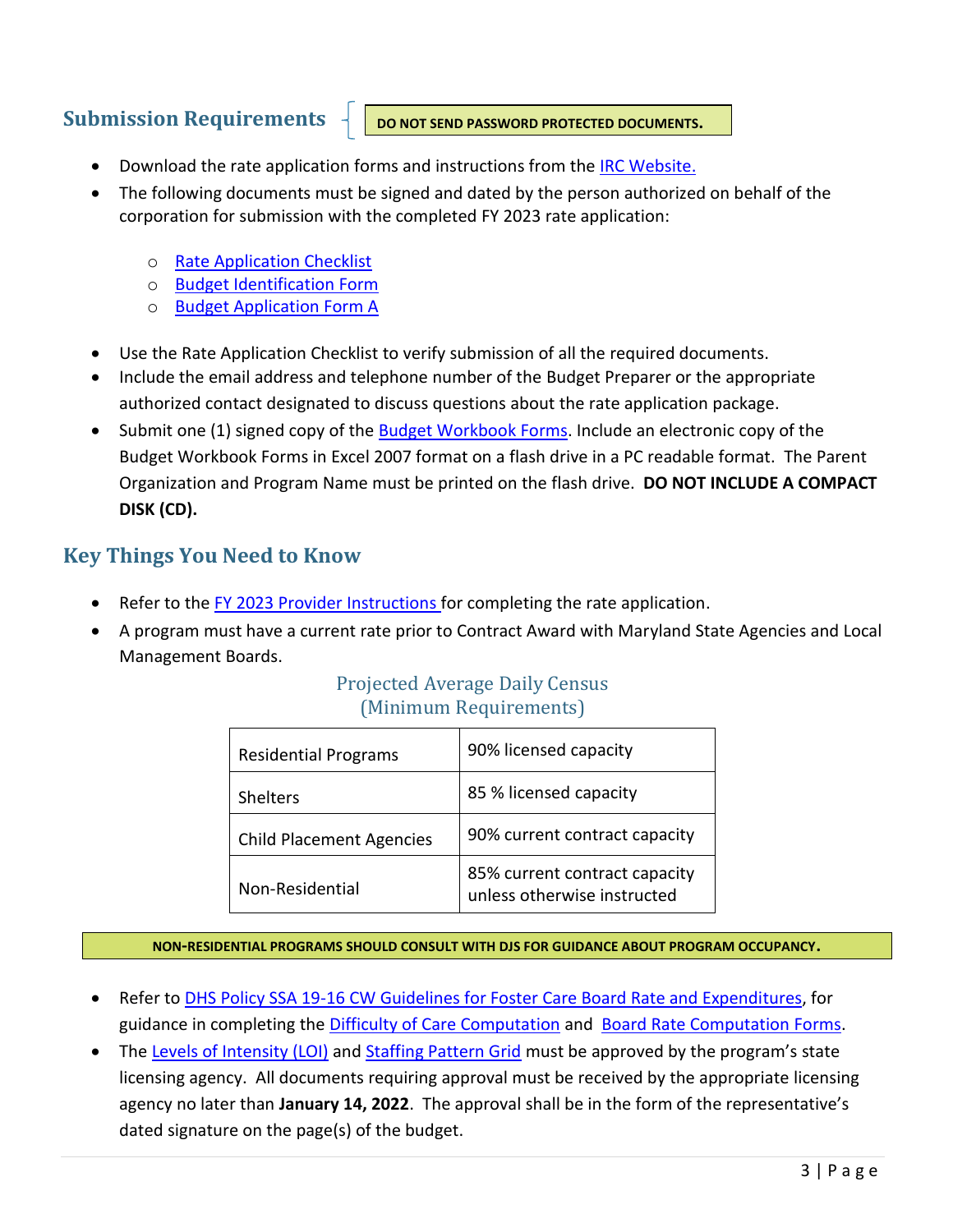## Submission Requirements

**DO NOT SEND PASSWORD PROTECTED DOCUMENTS.**

- Download the rate application forms and instructions from the IRC Website.
- The following documents must be signed and dated by the person authorized on behalf of the corporation for submission with the completed FY 2023 rate application:
  - Rate Application Checklist
  - Budget Identification Form
  - Budget Application Form A
- Use the Rate Application Checklist to verify submission of all the required documents.
- Include the email address and telephone number of the Budget Preparer or the appropriate authorized contact designated to discuss questions about the rate application package.
- Submit one (1) signed copy of the Budget Workbook Forms. Include an electronic copy of the Budget Workbook Forms in Excel 2007 format on a flash drive in a PC readable format. The Parent Organization and Program Name must be printed on the flash drive. **DO NOT INCLUDE A COMPACT DISK (CD).**

## Key Things You Need to Know

- Refer to the FY 2023 Provider Instructions for completing the rate application.
- A program must have a current rate prior to Contract Award with Maryland State Agencies and Local Management Boards.

Projected Average Daily Census
(Minimum Requirements)

| Program Type | Minimum Requirement |
|---|---|
| Residential Programs | 90% licensed capacity |
| Shelters | 85 % licensed capacity |
| Child Placement Agencies | 90% current contract capacity |
| Non-Residential | 85% current contract capacity unless otherwise instructed |

**NON-RESIDENTIAL PROGRAMS SHOULD CONSULT WITH DJS FOR GUIDANCE ABOUT PROGRAM OCCUPANCY.**

- Refer to DHS Policy SSA 19-16 CW Guidelines for Foster Care Board Rate and Expenditures, for guidance in completing the Difficulty of Care Computation and Board Rate Computation Forms.
- The Levels of Intensity (LOI) and Staffing Pattern Grid must be approved by the program's state licensing agency. All documents requiring approval must be received by the appropriate licensing agency no later than **January 14, 2022**. The approval shall be in the form of the representative's dated signature on the page(s) of the budget.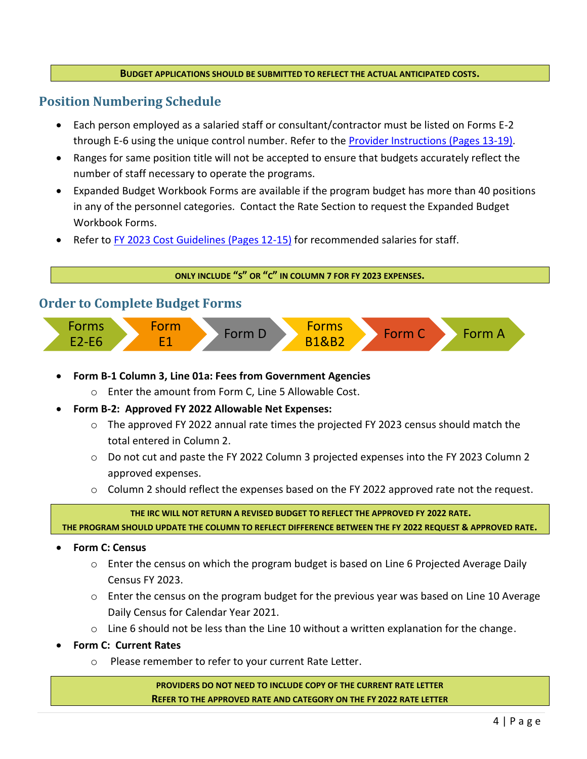**BUDGET APPLICATIONS SHOULD BE SUBMITTED TO REFLECT THE ACTUAL ANTICIPATED COSTS.**

## Position Numbering Schedule

- Each person employed as a salaried staff or consultant/contractor must be listed on Forms E-2 through E-6 using the unique control number. Refer to the [Provider Instructions (Pages 13-19)].
- Ranges for same position title will not be accepted to ensure that budgets accurately reflect the number of staff necessary to operate the programs.
- Expanded Budget Workbook Forms are available if the program budget has more than 40 positions in any of the personnel categories. Contact the Rate Section to request the Expanded Budget Workbook Forms.
- Refer to [FY 2023 Cost Guidelines (Pages 12-15)] for recommended salaries for staff.

**ONLY INCLUDE "S" OR "C" IN COLUMN 7 FOR FY 2023 EXPENSES.**

## Order to Complete Budget Forms

Forms E2-E6 → Form E1 → Form D → Forms B1&B2 → Form C → Form A

- **Form B-1 Column 3, Line 01a: Fees from Government Agencies**
  - Enter the amount from Form C, Line 5 Allowable Cost.
- **Form B-2: Approved FY 2022 Allowable Net Expenses:**
  - The approved FY 2022 annual rate times the projected FY 2023 census should match the total entered in Column 2.
  - Do not cut and paste the FY 2022 Column 3 projected expenses into the FY 2023 Column 2 approved expenses.
  - Column 2 should reflect the expenses based on the FY 2022 approved rate not the request.

**THE IRC WILL NOT RETURN A REVISED BUDGET TO REFLECT THE APPROVED FY 2022 RATE.**
**THE PROGRAM SHOULD UPDATE THE COLUMN TO REFLECT DIFFERENCE BETWEEN THE FY 2022 REQUEST & APPROVED RATE.**

- **Form C: Census**
  - Enter the census on which the program budget is based on Line 6 Projected Average Daily Census FY 2023.
  - Enter the census on the program budget for the previous year was based on Line 10 Average Daily Census for Calendar Year 2021.
  - Line 6 should not be less than the Line 10 without a written explanation for the change.
- **Form C: Current Rates**
  - Please remember to refer to your current Rate Letter.

**PROVIDERS DO NOT NEED TO INCLUDE COPY OF THE CURRENT RATE LETTER**
**REFER TO THE APPROVED RATE AND CATEGORY ON THE FY 2022 RATE LETTER**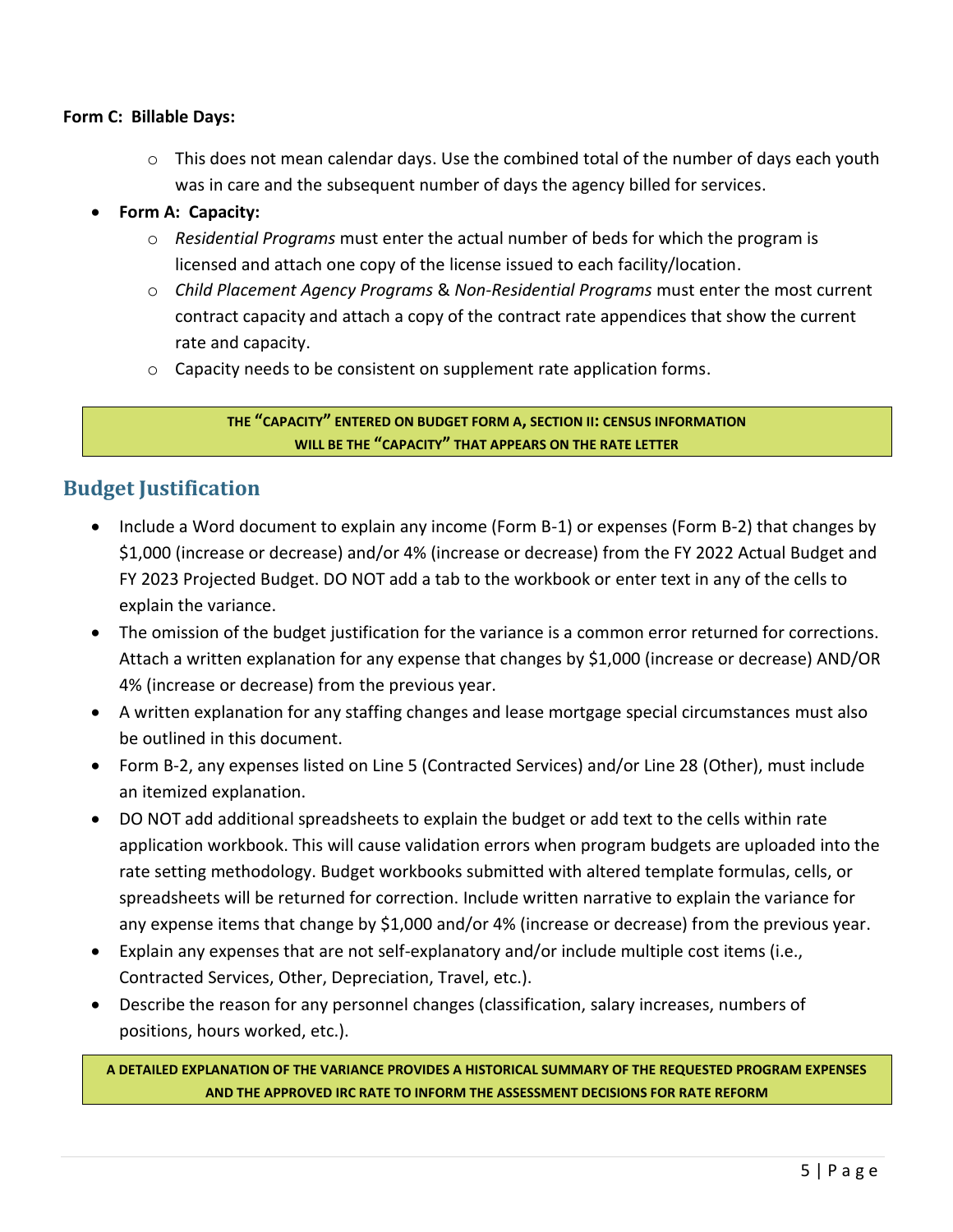**Form C: Billable Days:**

- This does not mean calendar days. Use the combined total of the number of days each youth was in care and the subsequent number of days the agency billed for services.

- **Form A: Capacity:**
  - *Residential Programs* must enter the actual number of beds for which the program is licensed and attach one copy of the license issued to each facility/location.
  - *Child Placement Agency Programs* & *Non-Residential Programs* must enter the most current contract capacity and attach a copy of the contract rate appendices that show the current rate and capacity.
  - Capacity needs to be consistent on supplement rate application forms.

**THE "CAPACITY" ENTERED ON BUDGET FORM A, SECTION II: CENSUS INFORMATION WILL BE THE "CAPACITY" THAT APPEARS ON THE RATE LETTER**

## Budget Justification

- Include a Word document to explain any income (Form B-1) or expenses (Form B-2) that changes by $1,000 (increase or decrease) and/or 4% (increase or decrease) from the FY 2022 Actual Budget and FY 2023 Projected Budget. DO NOT add a tab to the workbook or enter text in any of the cells to explain the variance.
- The omission of the budget justification for the variance is a common error returned for corrections. Attach a written explanation for any expense that changes by $1,000 (increase or decrease) AND/OR 4% (increase or decrease) from the previous year.
- A written explanation for any staffing changes and lease mortgage special circumstances must also be outlined in this document.
- Form B-2, any expenses listed on Line 5 (Contracted Services) and/or Line 28 (Other), must include an itemized explanation.
- DO NOT add additional spreadsheets to explain the budget or add text to the cells within rate application workbook. This will cause validation errors when program budgets are uploaded into the rate setting methodology. Budget workbooks submitted with altered template formulas, cells, or spreadsheets will be returned for correction. Include written narrative to explain the variance for any expense items that change by $1,000 and/or 4% (increase or decrease) from the previous year.
- Explain any expenses that are not self-explanatory and/or include multiple cost items (i.e., Contracted Services, Other, Depreciation, Travel, etc.).
- Describe the reason for any personnel changes (classification, salary increases, numbers of positions, hours worked, etc.).

**A DETAILED EXPLANATION OF THE VARIANCE PROVIDES A HISTORICAL SUMMARY OF THE REQUESTED PROGRAM EXPENSES AND THE APPROVED IRC RATE TO INFORM THE ASSESSMENT DECISIONS FOR RATE REFORM**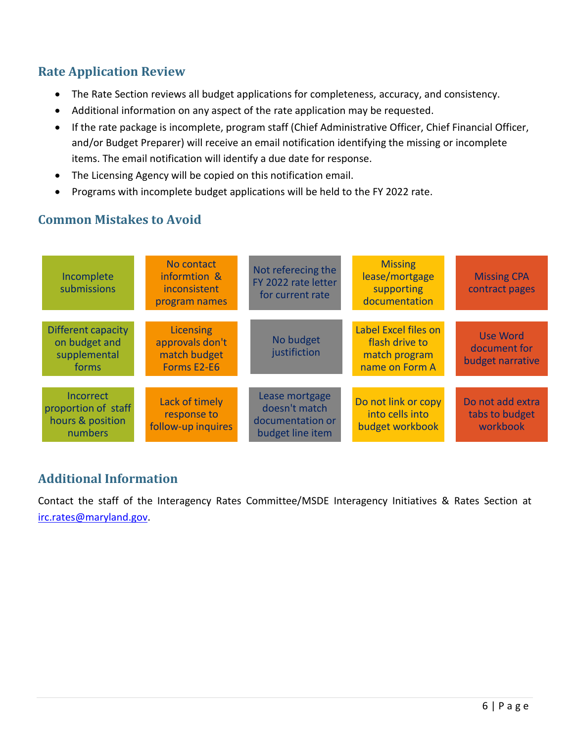## Rate Application Review

- The Rate Section reviews all budget applications for completeness, accuracy, and consistency.
- Additional information on any aspect of the rate application may be requested.
- If the rate package is incomplete, program staff (Chief Administrative Officer, Chief Financial Officer, and/or Budget Preparer) will receive an email notification identifying the missing or incomplete items. The email notification will identify a due date for response.
- The Licensing Agency will be copied on this notification email.
- Programs with incomplete budget applications will be held to the FY 2022 rate.

## Common Mistakes to Avoid

| | | | | |
|---|---|---|---|---|
| Incomplete submissions | No contact informtion & inconsistent program names | Not referecing the FY 2022 rate letter for current rate | Missing lease/mortgage supporting documentation | Missing CPA contract pages |
| Different capacity on budget and supplemental forms | Licensing approvals don't match budget Forms E2-E6 | No budget justifiction | Label Excel files on flash drive to match program name on Form A | Use Word document for budget narrative |
| Incorrect proportion of staff hours & position numbers | Lack of timely response to follow-up inquires | Lease mortgage doesn't match documentation or budget line item | Do not link or copy into cells into budget workbook | Do not add extra tabs to budget workbook |

## Additional Information

Contact the staff of the Interagency Rates Committee/MSDE Interagency Initiatives & Rates Section at irc.rates@maryland.gov.